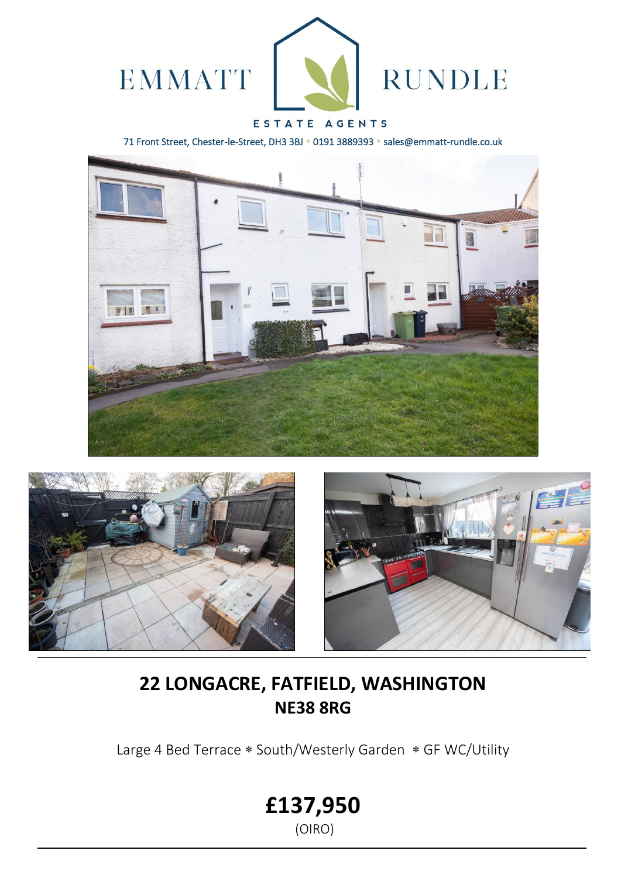EMMATT RUNDLE

ESTATE AGENTS

71 Front Street, Chester-le-Street, DH3 3BJ * 0191 3889393 * sales@emmatt-rundle.co.uk

## 22 LONGACRE, FATFIELD, WASHINGTON
## NE38 8RG

Large 4 Bed Terrace * South/Westerly Garden * GF WC/Utility

# £137,950

(OIRO)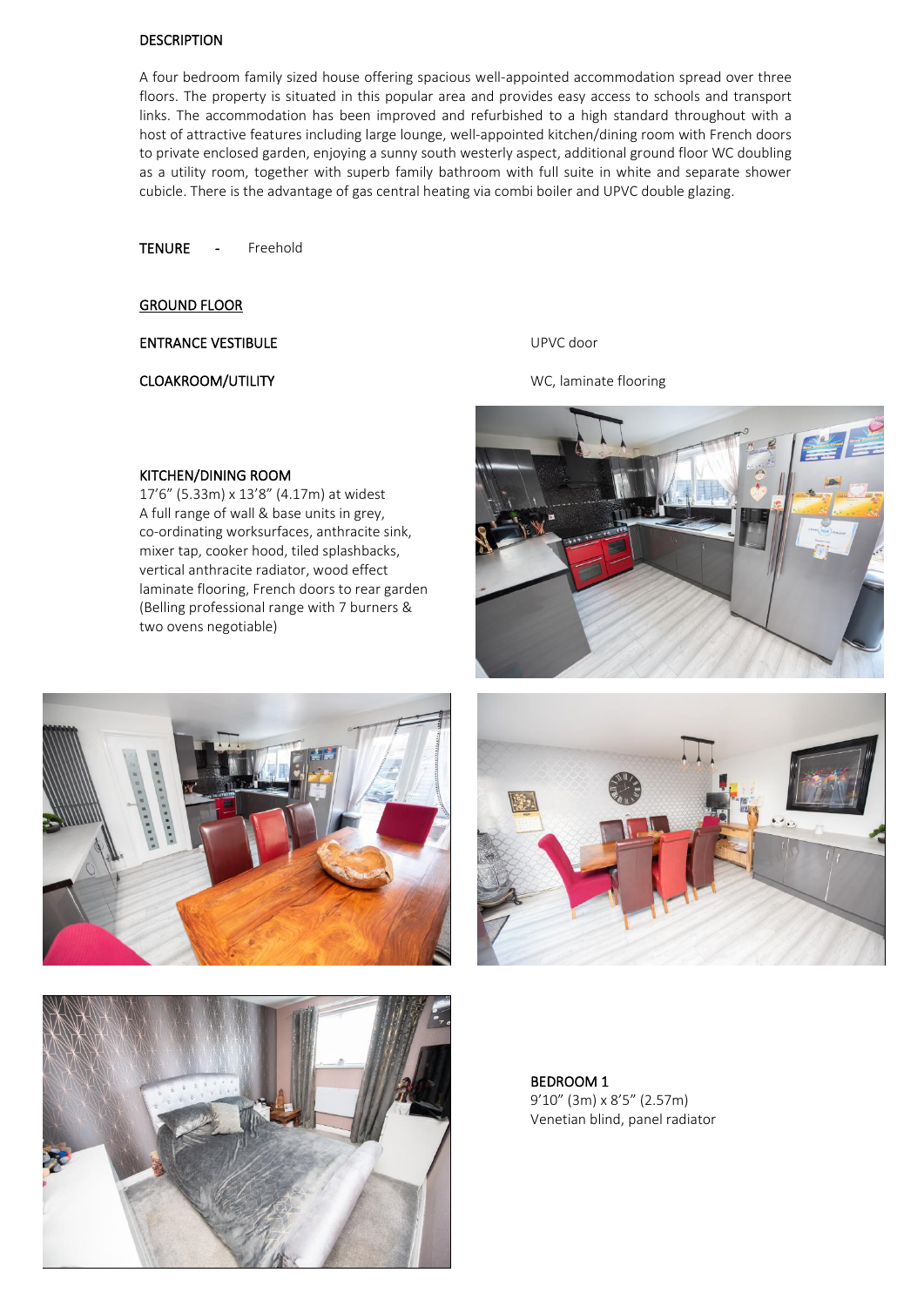## DESCRIPTION

A four bedroom family sized house offering spacious well-appointed accommodation spread over three floors. The property is situated in this popular area and provides easy access to schools and transport links. The accommodation has been improved and refurbished to a high standard throughout with a host of attractive features including large lounge, well-appointed kitchen/dining room with French doors to private enclosed garden, enjoying a sunny south westerly aspect, additional ground floor WC doubling as a utility room, together with superb family bathroom with full suite in white and separate shower cubicle. There is the advantage of gas central heating via combi boiler and UPVC double glazing.

**TENURE** - Freehold

## GROUND FLOOR

**ENTRANCE VESTIBULE**

UPVC door

**CLOAKROOM/UTILITY**

WC, laminate flooring

**KITCHEN/DINING ROOM**

17'6" (5.33m) x 13'8" (4.17m) at widest

A full range of wall & base units in grey, co-ordinating worksurfaces, anthracite sink, mixer tap, cooker hood, tiled splashbacks, vertical anthracite radiator, wood effect laminate flooring, French doors to rear garden (Belling professional range with 7 burners & two ovens negotiable)

**BEDROOM 1**

9'10" (3m) x 8'5" (2.57m)

Venetian blind, panel radiator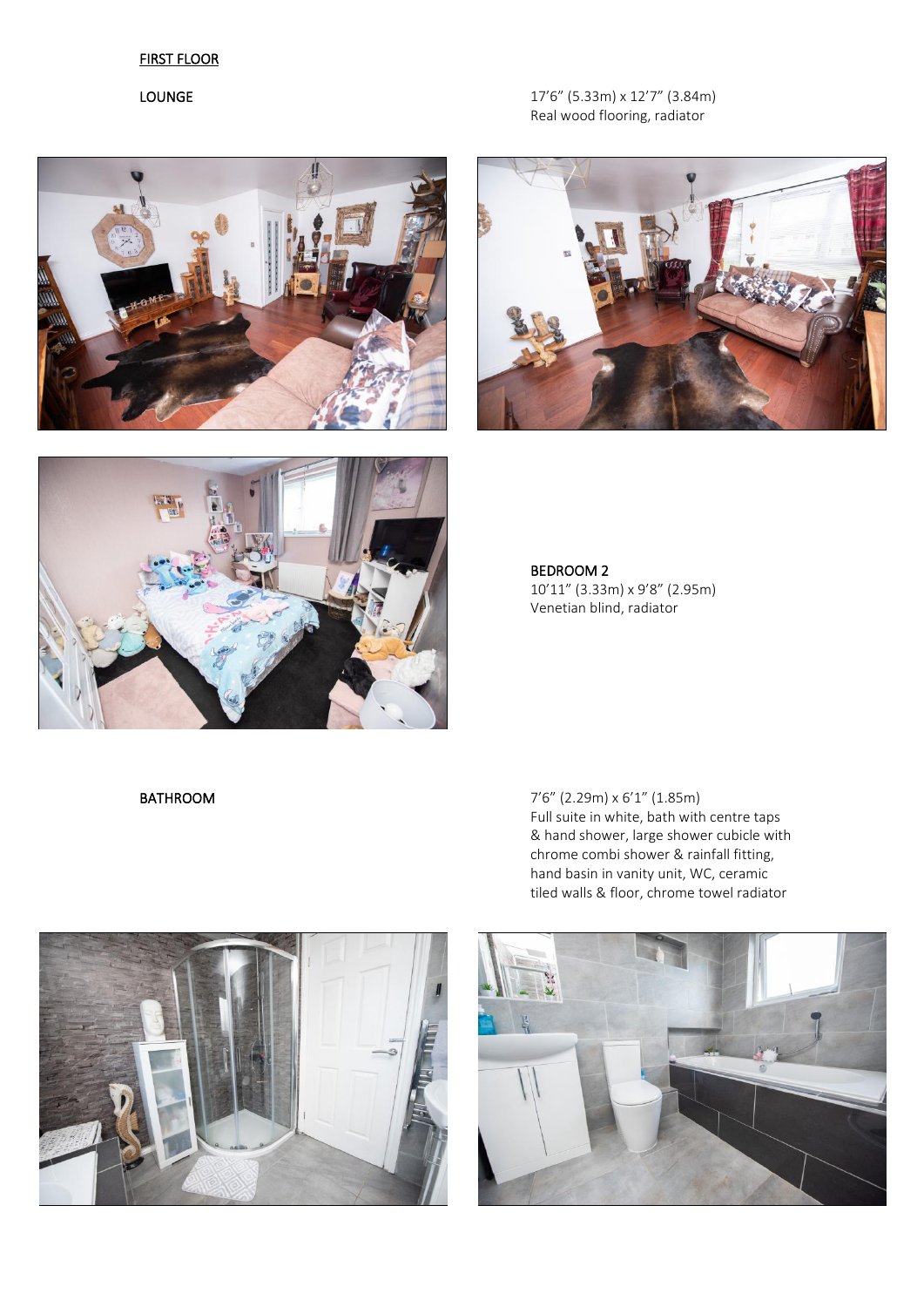## FIRST FLOOR

### LOUNGE

17'6" (5.33m) x 12'7" (3.84m)
Real wood flooring, radiator

### BEDROOM 2

10'11" (3.33m) x 9'8" (2.95m)
Venetian blind, radiator

### BATHROOM

7'6" (2.29m) x 6'1" (1.85m)
Full suite in white, bath with centre taps & hand shower, large shower cubicle with chrome combi shower & rainfall fitting, hand basin in vanity unit, WC, ceramic tiled walls & floor, chrome towel radiator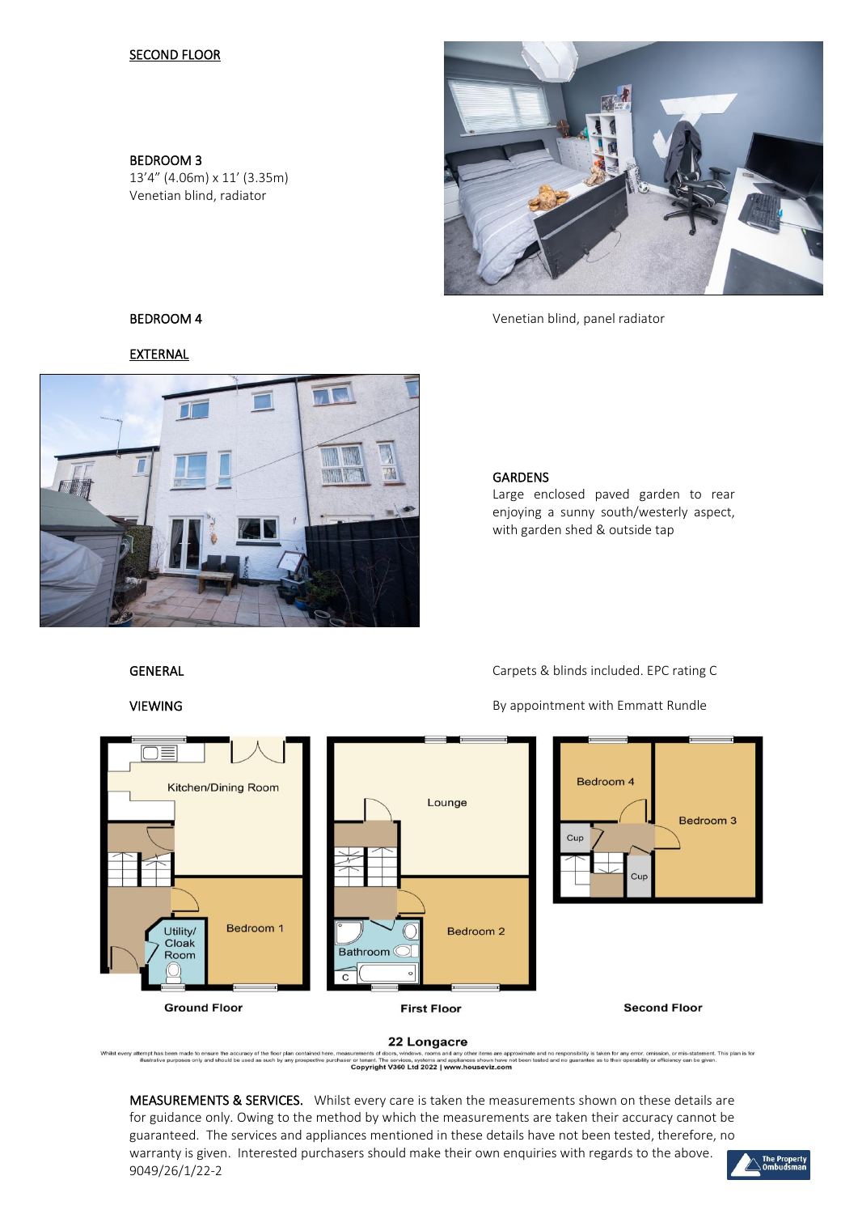## SECOND FLOOR

**BEDROOM 3**
13'4" (4.06m) x 11' (3.35m)
Venetian blind, radiator

**BEDROOM 4**
Venetian blind, panel radiator

## EXTERNAL

**GARDENS**
Large enclosed paved garden to rear enjoying a sunny south/westerly aspect, with garden shed & outside tap

**GENERAL**
Carpets & blinds included. EPC rating C

**VIEWING**
By appointment with Emmatt Rundle

Kitchen/Dining Room
Utility/ Cloak Room
Bedroom 1
Ground Floor

Lounge
Bathroom
C
Bedroom 2
First Floor

Bedroom 4
Cup
Cup
Bedroom 3
Second Floor

**22 Longacre**

Whilst every attempt has been made to ensure the accuracy of the floor plan contained here, measurements of doors, windows, rooms and any other items are approximate and no responsibility is taken for any error, omission, or mis-statement. This plan is for illustrative purposes only and should be used as such by any prospective purchaser or tenant. The services, systems and appliances shown have not been tested and no guarantee as to their operability or efficiency can be given.
Copyright V360 Ltd 2022 | www.houseviz.com

**MEASUREMENTS & SERVICES.** Whilst every care is taken the measurements shown on these details are for guidance only. Owing to the method by which the measurements are taken their accuracy cannot be guaranteed. The services and appliances mentioned in these details have not been tested, therefore, no warranty is given. Interested purchasers should make their own enquiries with regards to the above.
9049/26/1/22-2

The Property Ombudsman